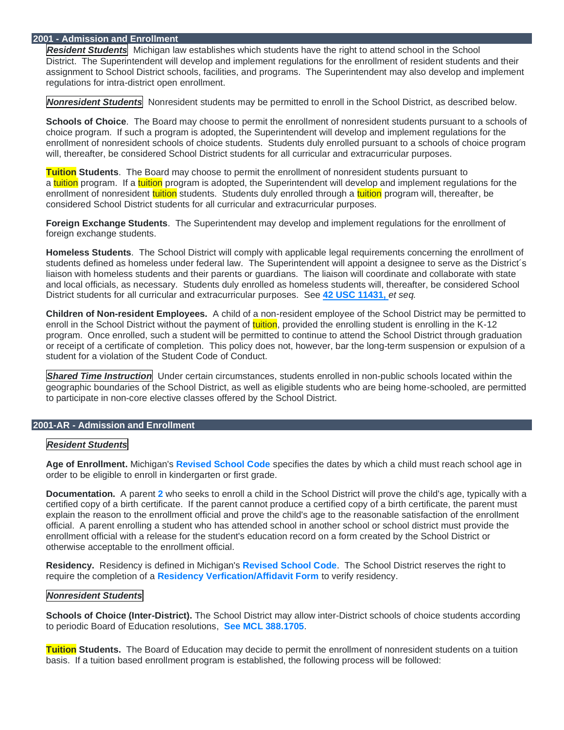## 2001 - Admission and Enrollment

***Resident Students*** Michigan law establishes which students have the right to attend school in the School District. The Superintendent will develop and implement regulations for the enrollment of resident students and their assignment to School District schools, facilities, and programs. The Superintendent may also develop and implement regulations for intra-district open enrollment.

***Nonresident Students*** Nonresident students may be permitted to enroll in the School District, as described below.

**Schools of Choice**. The Board may choose to permit the enrollment of nonresident students pursuant to a schools of choice program. If such a program is adopted, the Superintendent will develop and implement regulations for the enrollment of nonresident schools of choice students. Students duly enrolled pursuant to a schools of choice program will, thereafter, be considered School District students for all curricular and extracurricular purposes.

**Tuition Students**. The Board may choose to permit the enrollment of nonresident students pursuant to a tuition program. If a tuition program is adopted, the Superintendent will develop and implement regulations for the enrollment of nonresident tuition students. Students duly enrolled through a tuition program will, thereafter, be considered School District students for all curricular and extracurricular purposes.

**Foreign Exchange Students**. The Superintendent may develop and implement regulations for the enrollment of foreign exchange students.

**Homeless Students**. The School District will comply with applicable legal requirements concerning the enrollment of students defined as homeless under federal law. The Superintendent will appoint a designee to serve as the District´s liaison with homeless students and their parents or guardians. The liaison will coordinate and collaborate with state and local officials, as necessary. Students duly enrolled as homeless students will, thereafter, be considered School District students for all curricular and extracurricular purposes. See **42 USC 11431,** *et seq.*

**Children of Non-resident Employees.** A child of a non-resident employee of the School District may be permitted to enroll in the School District without the payment of tuition, provided the enrolling student is enrolling in the K-12 program. Once enrolled, such a student will be permitted to continue to attend the School District through graduation or receipt of a certificate of completion. This policy does not, however, bar the long-term suspension or expulsion of a student for a violation of the Student Code of Conduct.

***Shared Time Instruction*** Under certain circumstances, students enrolled in non-public schools located within the geographic boundaries of the School District, as well as eligible students who are being home-schooled, are permitted to participate in non-core elective classes offered by the School District.

## 2001-AR - Admission and Enrollment

***Resident Students***

**Age of Enrollment.** Michigan's **Revised School Code** specifies the dates by which a child must reach school age in order to be eligible to enroll in kindergarten or first grade.

**Documentation.** A parent **2** who seeks to enroll a child in the School District will prove the child's age, typically with a certified copy of a birth certificate. If the parent cannot produce a certified copy of a birth certificate, the parent must explain the reason to the enrollment official and prove the child's age to the reasonable satisfaction of the enrollment official. A parent enrolling a student who has attended school in another school or school district must provide the enrollment official with a release for the student's education record on a form created by the School District or otherwise acceptable to the enrollment official.

**Residency.** Residency is defined in Michigan's **Revised School Code**. The School District reserves the right to require the completion of a **Residency Verfication/Affidavit Form** to verify residency.

***Nonresident Students***

**Schools of Choice (Inter-District).** The School District may allow inter-District schools of choice students according to periodic Board of Education resolutions, **See MCL 388.1705**.

**Tuition Students.** The Board of Education may decide to permit the enrollment of nonresident students on a tuition basis. If a tuition based enrollment program is established, the following process will be followed: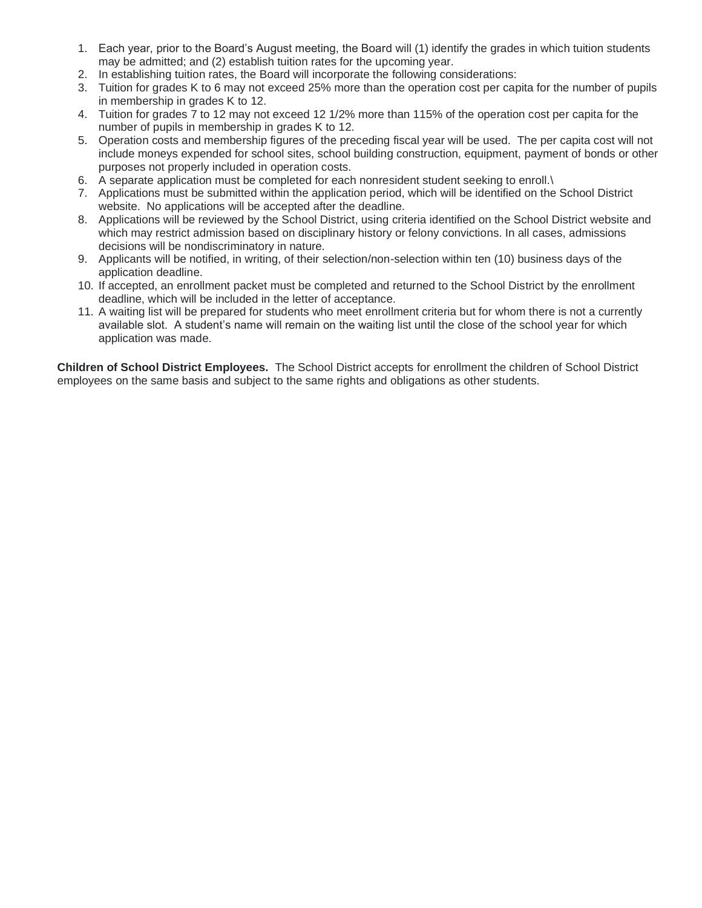1. Each year, prior to the Board's August meeting, the Board will (1) identify the grades in which tuition students may be admitted; and (2) establish tuition rates for the upcoming year.
2. In establishing tuition rates, the Board will incorporate the following considerations:
3. Tuition for grades K to 6 may not exceed 25% more than the operation cost per capita for the number of pupils in membership in grades K to 12.
4. Tuition for grades 7 to 12 may not exceed 12 1/2% more than 115% of the operation cost per capita for the number of pupils in membership in grades K to 12.
5. Operation costs and membership figures of the preceding fiscal year will be used. The per capita cost will not include moneys expended for school sites, school building construction, equipment, payment of bonds or other purposes not properly included in operation costs.
6. A separate application must be completed for each nonresident student seeking to enroll.\
7. Applications must be submitted within the application period, which will be identified on the School District website. No applications will be accepted after the deadline.
8. Applications will be reviewed by the School District, using criteria identified on the School District website and which may restrict admission based on disciplinary history or felony convictions. In all cases, admissions decisions will be nondiscriminatory in nature.
9. Applicants will be notified, in writing, of their selection/non-selection within ten (10) business days of the application deadline.
10. If accepted, an enrollment packet must be completed and returned to the School District by the enrollment deadline, which will be included in the letter of acceptance.
11. A waiting list will be prepared for students who meet enrollment criteria but for whom there is not a currently available slot. A student's name will remain on the waiting list until the close of the school year for which application was made.

**Children of School District Employees.** The School District accepts for enrollment the children of School District employees on the same basis and subject to the same rights and obligations as other students.